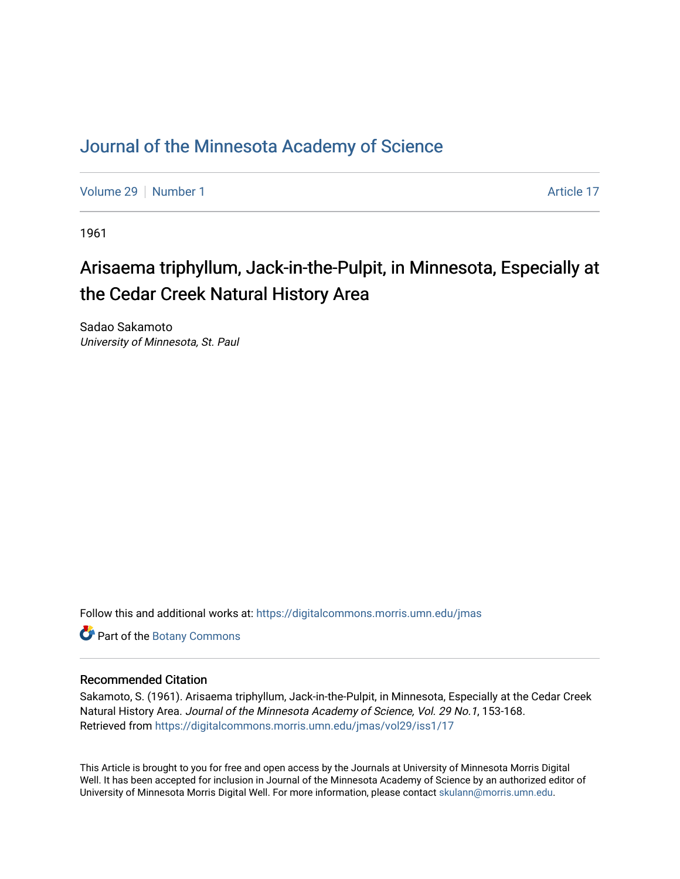# Journal of the Minnesota Academy of Science

Volume 29 | Number 1 Article 17

1961

## Arisaema triphyllum, Jack-in-the-Pulpit, in Minnesota, Especially at the Cedar Creek Natural History Area

Sadao Sakamoto
*University of Minnesota, St. Paul*

Follow this and additional works at: https://digitalcommons.morris.umn.edu/jmas

Part of the Botany Commons

### Recommended Citation

Sakamoto, S. (1961). Arisaema triphyllum, Jack-in-the-Pulpit, in Minnesota, Especially at the Cedar Creek Natural History Area. *Journal of the Minnesota Academy of Science, Vol. 29 No.1*, 153-168.
Retrieved from https://digitalcommons.morris.umn.edu/jmas/vol29/iss1/17

This Article is brought to you for free and open access by the Journals at University of Minnesota Morris Digital Well. It has been accepted for inclusion in Journal of the Minnesota Academy of Science by an authorized editor of University of Minnesota Morris Digital Well. For more information, please contact skulann@morris.umn.edu.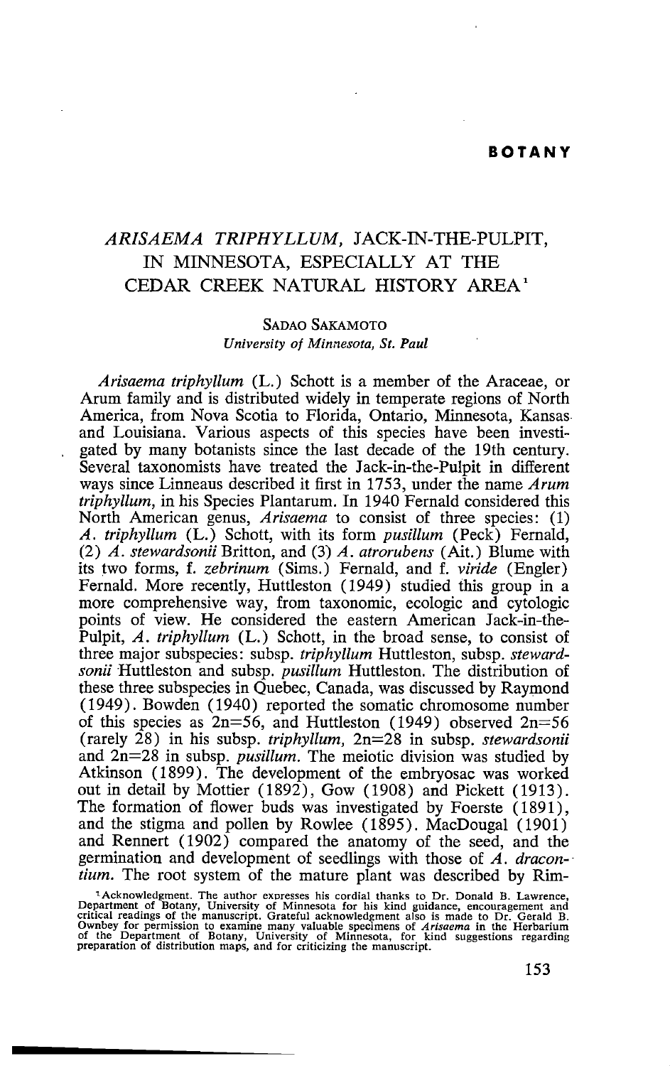**BOTANY**

# *ARISAEMA TRIPHYLLUM*, JACK-IN-THE-PULPIT, IN MINNESOTA, ESPECIALLY AT THE CEDAR CREEK NATURAL HISTORY AREA[1]

SADAO SAKAMOTO

*University of Minnesota, St. Paul*

*Arisaema triphyllum* (L.) Schott is a member of the Araceae, or Arum family and is distributed widely in temperate regions of North America, from Nova Scotia to Florida, Ontario, Minnesota, Kansas and Louisiana. Various aspects of this species have been investigated by many botanists since the last decade of the 19th century. Several taxonomists have treated the Jack-in-the-Pulpit in different ways since Linneaus described it first in 1753, under the name *Arum triphyllum*, in his Species Plantarum. In 1940 Fernald considered this North American genus, *Arisaema* to consist of three species: (1) *A. triphyllum* (L.) Schott, with its form *pusillum* (Peck) Fernald, (2) *A. stewardsonii* Britton, and (3) *A. atrorubens* (Ait.) Blume with its two forms, f. *zebrinum* (Sims.) Fernald, and f. *viride* (Engler) Fernald. More recently, Huttleston (1949) studied this group in a more comprehensive way, from taxonomic, ecologic and cytologic points of view. He considered the eastern American Jack-in-the-Pulpit, *A. triphyllum* (L.) Schott, in the broad sense, to consist of three major subspecies: subsp. *triphyllum* Huttleston, subsp. *stewardsonii* Huttleston and subsp. *pusillum* Huttleston. The distribution of these three subspecies in Quebec, Canada, was discussed by Raymond (1949). Bowden (1940) reported the somatic chromosome number of this species as 2n=56, and Huttleston (1949) observed 2n=56 (rarely 28) in his subsp. *triphyllum*, 2n=28 in subsp. *stewardsonii* and 2n=28 in subsp. *pusillum*. The meiotic division was studied by Atkinson (1899). The development of the embryosac was worked out in detail by Mottier (1892), Gow (1908) and Pickett (1913). The formation of flower buds was investigated by Foerste (1891), and the stigma and pollen by Rowlee (1895). MacDougal (1901) and Rennert (1902) compared the anatomy of the seed, and the germination and development of seedlings with those of *A. dracontium*. The root system of the mature plant was described by Rim-

[1]Acknowledgment. The author expresses his cordial thanks to Dr. Donald B. Lawrence, Department of Botany, University of Minnesota for his kind guidance, encouragement and critical readings of the manuscript. Grateful acknowledgment also is made to Dr. Gerald B. Ownbey for permission to examine many valuable specimens of *Arisaema* in the Herbarium of the Department of Botany, University of Minnesota, for kind suggestions regarding preparation of distribution maps, and for criticizing the manuscript.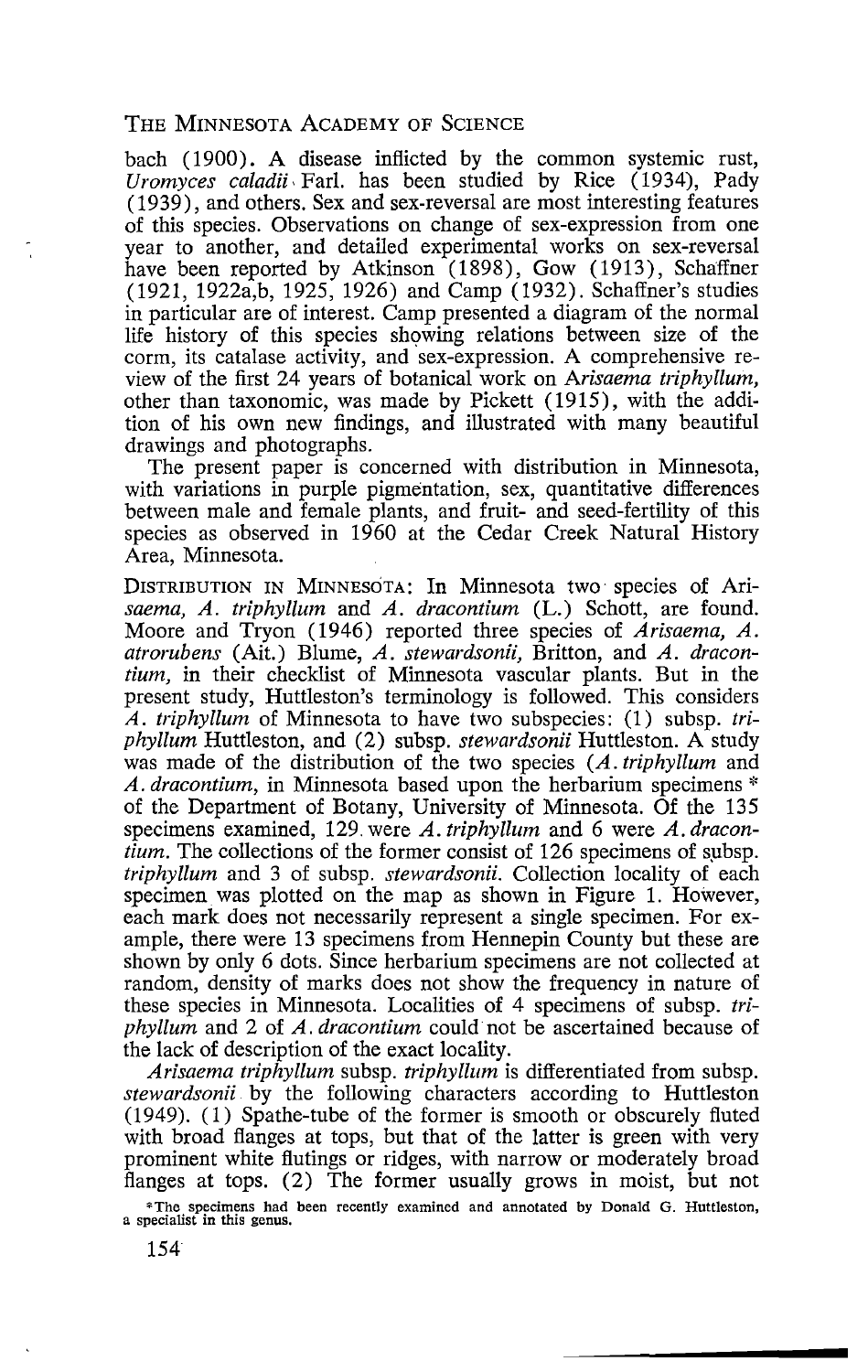bach (1900). A disease inflicted by the common systemic rust, *Uromyces caladii* Farl. has been studied by Rice (1934), Pady (1939), and others. Sex and sex-reversal are most interesting features of this species. Observations on change of sex-expression from one year to another, and detailed experimental works on sex-reversal have been reported by Atkinson (1898), Gow (1913), Schaffner (1921, 1922a,b, 1925, 1926) and Camp (1932). Schaffner's studies in particular are of interest. Camp presented a diagram of the normal life history of this species showing relations between size of the corm, its catalase activity, and sex-expression. A comprehensive review of the first 24 years of botanical work on *Arisaema triphyllum*, other than taxonomic, was made by Pickett (1915), with the addition of his own new findings, and illustrated with many beautiful drawings and photographs.

The present paper is concerned with distribution in Minnesota, with variations in purple pigmentation, sex, quantitative differences between male and female plants, and fruit- and seed-fertility of this species as observed in 1960 at the Cedar Creek Natural History Area, Minnesota.

DISTRIBUTION IN MINNESOTA: In Minnesota two species of *Arisaema*, *A. triphyllum* and *A. dracontium* (L.) Schott, are found. Moore and Tryon (1946) reported three species of *Arisaema*, *A. atrorubens* (Ait.) Blume, *A. stewardsonii*, Britton, and *A. dracontium*, in their checklist of Minnesota vascular plants. But in the present study, Huttleston's terminology is followed. This considers *A. triphyllum* of Minnesota to have two subspecies: (1) subsp. *triphyllum* Huttleston, and (2) subsp. *stewardsonii* Huttleston. A study was made of the distribution of the two species (*A. triphyllum* and *A. dracontium*, in Minnesota based upon the herbarium specimens * of the Department of Botany, University of Minnesota. Of the 135 specimens examined, 129 were *A. triphyllum* and 6 were *A. dracontium*. The collections of the former consist of 126 specimens of subsp. *triphyllum* and 3 of subsp. *stewardsonii*. Collection locality of each specimen was plotted on the map as shown in Figure 1. However, each mark does not necessarily represent a single specimen. For example, there were 13 specimens from Hennepin County but these are shown by only 6 dots. Since herbarium specimens are not collected at random, density of marks does not show the frequency in nature of these species in Minnesota. Localities of 4 specimens of subsp. *triphyllum* and 2 of *A. dracontium* could not be ascertained because of the lack of description of the exact locality.

*Arisaema triphyllum* subsp. *triphyllum* is differentiated from subsp. *stewardsonii* by the following characters according to Huttleston (1949). (1) Spathe-tube of the former is smooth or obscurely fluted with broad flanges at tops, but that of the latter is green with very prominent white flutings or ridges, with narrow or moderately broad flanges at tops. (2) The former usually grows in moist, but not

*The specimens had been recently examined and annotated by Donald G. Huttleston, a specialist in this genus.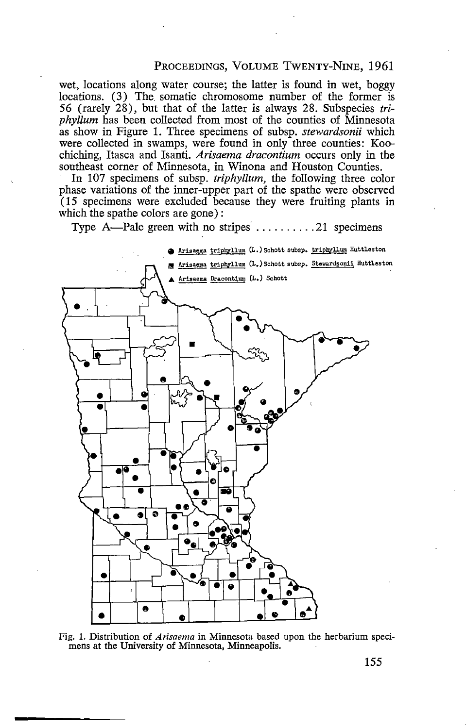wet, locations along water course; the latter is found in wet, boggy locations. (3) The somatic chromosome number of the former is 56 (rarely 28), but that of the latter is always 28. Subspecies *triphyllum* has been collected from most of the counties of Minnesota as show in Figure 1. Three specimens of subsp. *stewardsonii* which were collected in swamps, were found in only three counties: Koochiching, Itasca and Isanti. *Arisaema dracontium* occurs only in the southeast corner of Minnesota, in Winona and Houston Counties.

In 107 specimens of subsp. *triphyllum*, the following three color phase variations of the inner-upper part of the spathe were observed (15 specimens were excluded because they were fruiting plants in which the spathe colors are gone):

Type A—Pale green with no stripes . . . . . . . . . .21 specimens

● Arisaema triphyllum (L.) Schott subsp. triphyllum Huttleston

■ Arisaema triphyllum (L.) Schott subsp. Stewardsonii Huttleston

▲ Arisaema Dracontium (L.) Schott

Fig. 1. Distribution of *Arisaema* in Minnesota based upon the herbarium specimens at the University of Minnesota, Minneapolis.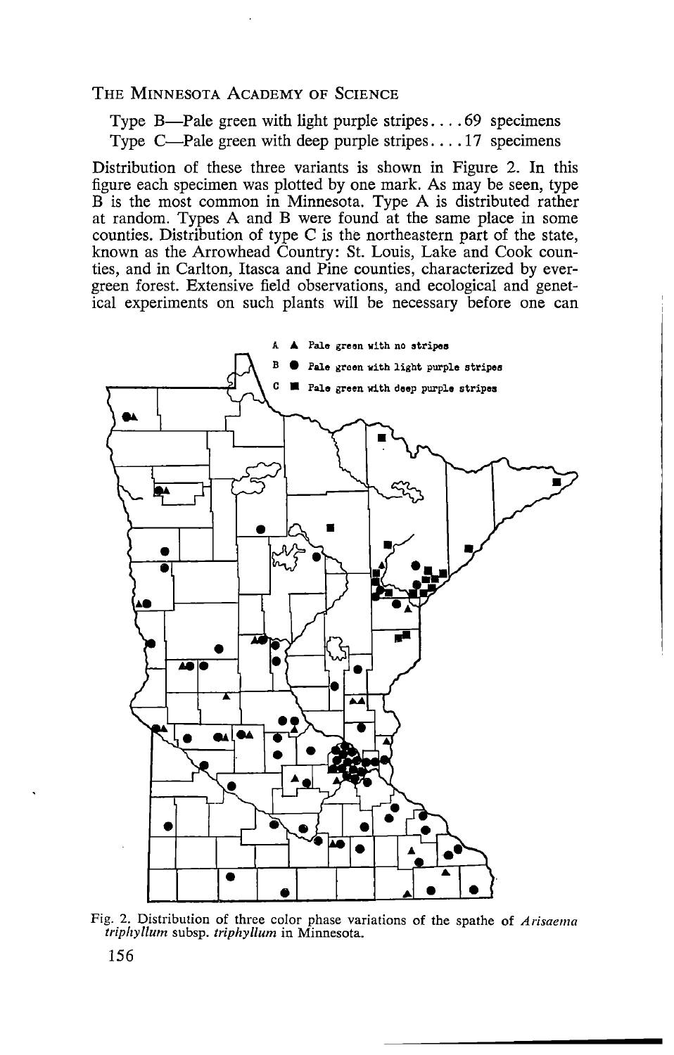Type B—Pale green with light purple stripes. . . . 69 specimens
Type C—Pale green with deep purple stripes. . . . 17 specimens

Distribution of these three variants is shown in Figure 2. In this figure each specimen was plotted by one mark. As may be seen, type B is the most common in Minnesota. Type A is distributed rather at random. Types A and B were found at the same place in some counties. Distribution of type C is the northeastern part of the state, known as the Arrowhead Country: St. Louis, Lake and Cook counties, and in Carlton, Itasca and Pine counties, characterized by evergreen forest. Extensive field observations, and ecological and genetical experiments on such plants will be necessary before one can

A ▲ Pale green with no stripes
B ● Pale green with light purple stripes
C ■ Pale green with deep purple stripes

Fig. 2. Distribution of three color phase variations of the spathe of *Arisaema triphyllum* subsp. *triphyllum* in Minnesota.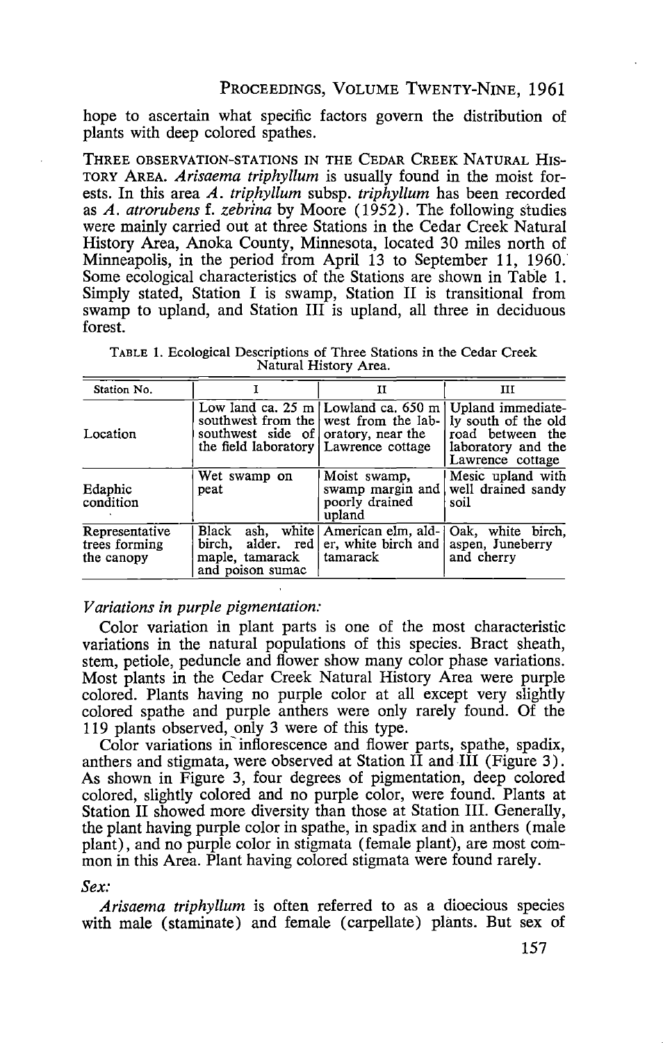hope to ascertain what specific factors govern the distribution of plants with deep colored spathes.

THREE OBSERVATION-STATIONS IN THE CEDAR CREEK NATURAL HISTORY AREA. *Arisaema triphyllum* is usually found in the moist forests. In this area *A. triphyllum* subsp. *triphyllum* has been recorded as *A. atrorubens* f. *zebrina* by Moore (1952). The following studies were mainly carried out at three Stations in the Cedar Creek Natural History Area, Anoka County, Minnesota, located 30 miles north of Minneapolis, in the period from April 13 to September 11, 1960. Some ecological characteristics of the Stations are shown in Table 1. Simply stated, Station I is swamp, Station II is transitional from swamp to upland, and Station III is upland, all three in deciduous forest.

TABLE 1. Ecological Descriptions of Three Stations in the Cedar Creek Natural History Area.

| Station No. | I | II | III |
|---|---|---|---|
| Location | Low land ca. 25 m southwest from the southwest side of the field laboratory | Lowland ca. 650 m west from the laboratory, near the Lawrence cottage | Upland immediately south of the old road between the laboratory and the Lawrence cottage |
| Edaphic condition | Wet swamp on peat | Moist swamp, swamp margin and poorly drained upland | Mesic upland with well drained sandy soil |
| Representative trees forming the canopy | Black ash, white birch, alder. red maple, tamarack and poison sumac | American elm, alder, white birch and tamarack | Oak, white birch, aspen, Juneberry and cherry |

*Variations in purple pigmentation:*

Color variation in plant parts is one of the most characteristic variations in the natural populations of this species. Bract sheath, stem, petiole, peduncle and flower show many color phase variations. Most plants in the Cedar Creek Natural History Area were purple colored. Plants having no purple color at all except very slightly colored spathe and purple anthers were only rarely found. Of the 119 plants observed, only 3 were of this type.

Color variations in inflorescence and flower parts, spathe, spadix, anthers and stigmata, were observed at Station II and III (Figure 3). As shown in Figure 3, four degrees of pigmentation, deep colored colored, slightly colored and no purple color, were found. Plants at Station II showed more diversity than those at Station III. Generally, the plant having purple color in spathe, in spadix and in anthers (male plant), and no purple color in stigmata (female plant), are most common in this Area. Plant having colored stigmata were found rarely.

*Sex:*

*Arisaema triphyllum* is often referred to as a dioecious species with male (staminate) and female (carpellate) plants. But sex of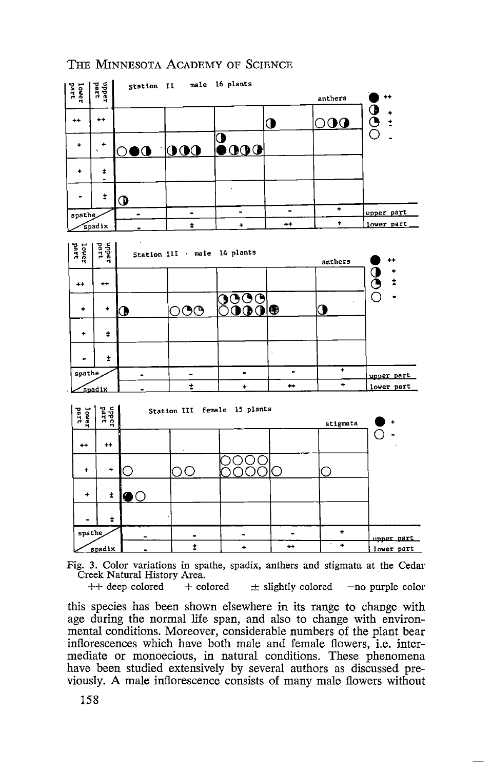Fig. 3. Color variations in spathe, spadix, anthers and stigmata at the Cedar Creek Natural History Area.
++ deep colored + colored ± slightly colored —no purple color

this species has been shown elsewhere in its range to change with age during the normal life span, and also to change with environmental conditions. Moreover, considerable numbers of the plant bear inflorescences which have both male and female flowers, i.e. intermediate or monoecious, in natural conditions. These phenomena have been studied extensively by several authors as discussed previously. A male inflorescence consists of many male flowers without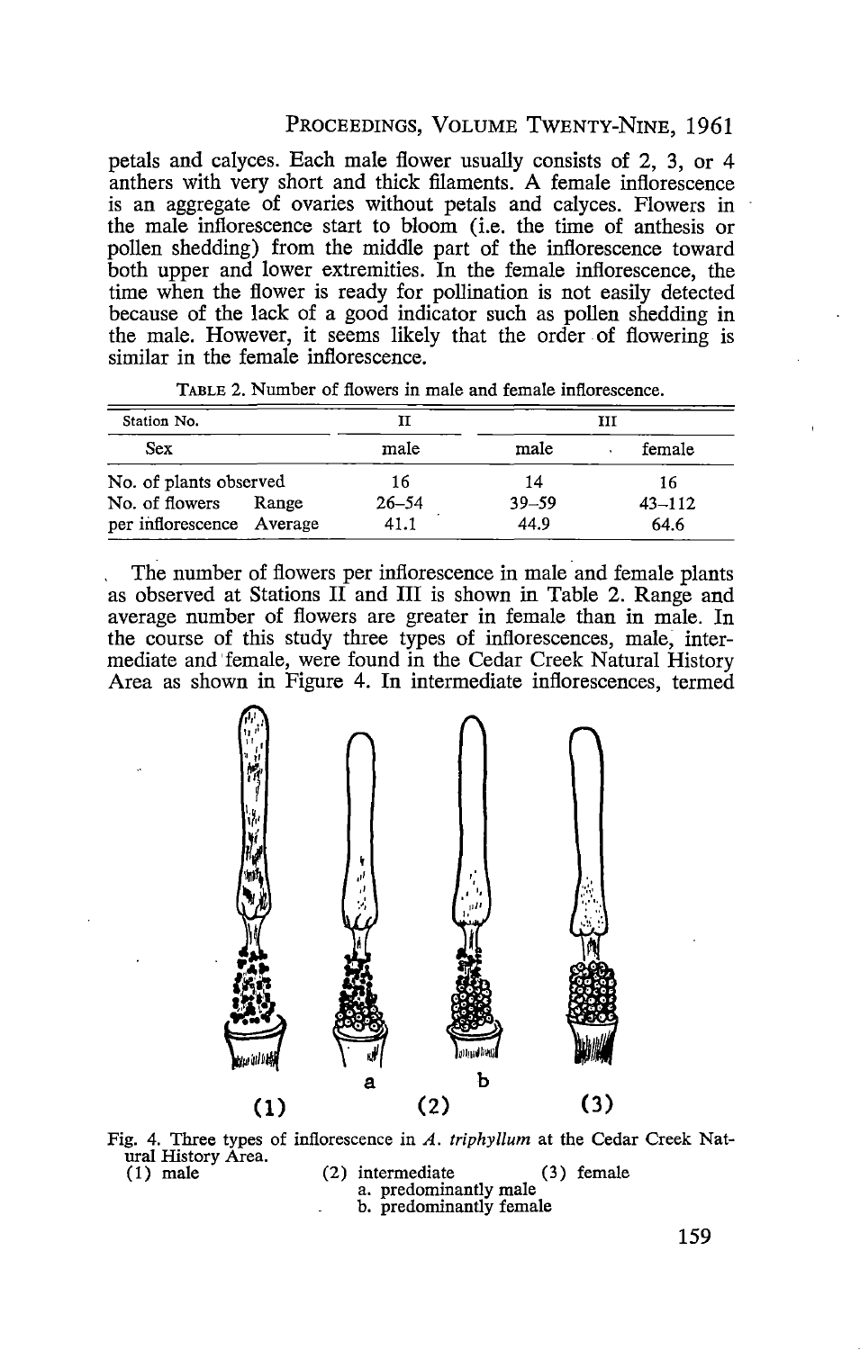petals and calyces. Each male flower usually consists of 2, 3, or 4 anthers with very short and thick filaments. A female inflorescence is an aggregate of ovaries without petals and calyces. Flowers in the male inflorescence start to bloom (i.e. the time of anthesis or pollen shedding) from the middle part of the inflorescence toward both upper and lower extremities. In the female inflorescence, the time when the flower is ready for pollination is not easily detected because of the lack of a good indicator such as pollen shedding in the male. However, it seems likely that the order of flowering is similar in the female inflorescence.

TABLE 2. Number of flowers in male and female inflorescence.

| Station No. | | II | III | |
|---|---|---|---|---|
| Sex | | male | male | female |
| No. of plants observed | | 16 | 14 | 16 |
| No. of flowers | Range | 26–54 | 39–59 | 43–112 |
| per inflorescence | Average | 41.1 | 44.9 | 64.6 |

The number of flowers per inflorescence in male and female plants as observed at Stations II and III is shown in Table 2. Range and average number of flowers are greater in female than in male. In the course of this study three types of inflorescences, male, intermediate and female, were found in the Cedar Creek Natural History Area as shown in Figure 4. In intermediate inflorescences, termed

Fig. 4. Three types of inflorescence in *A. triphyllum* at the Cedar Creek Natural History Area.
(1) male (2) intermediate (3) female
a. predominantly male
b. predominantly female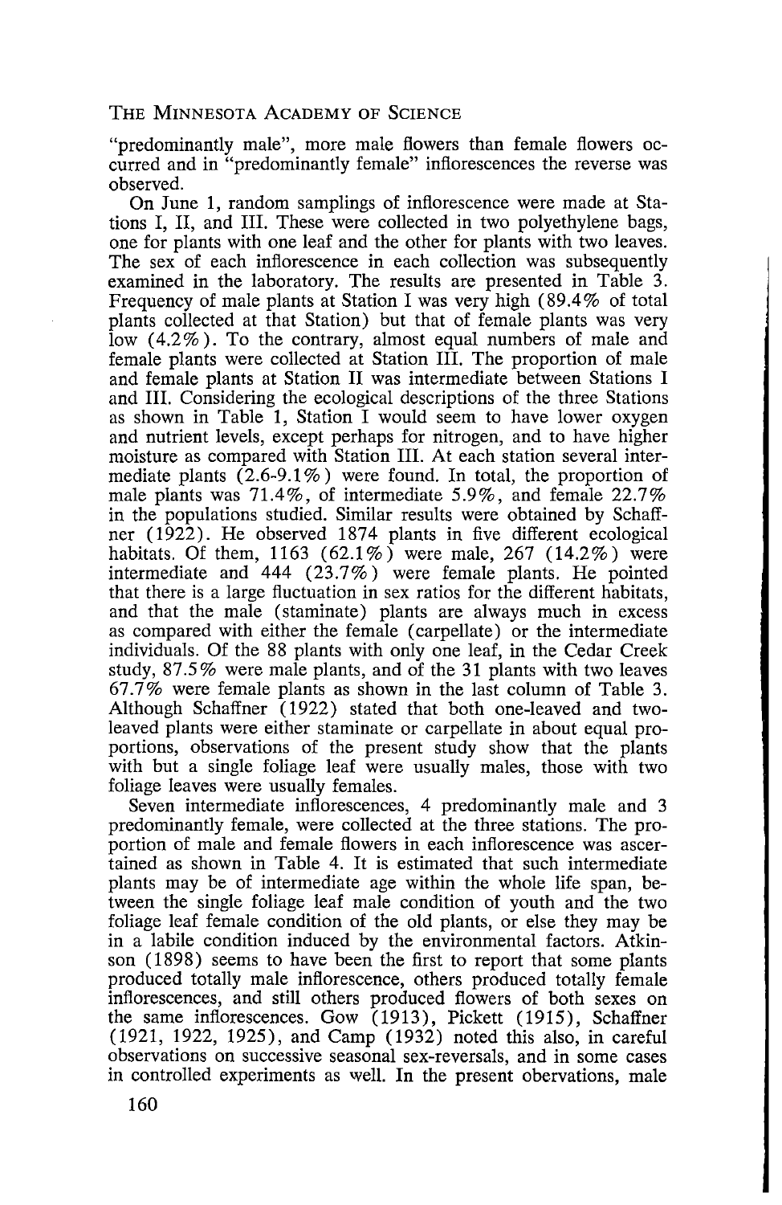"predominantly male", more male flowers than female flowers occurred and in "predominantly female" inflorescences the reverse was observed.

On June 1, random samplings of inflorescence were made at Stations I, II, and III. These were collected in two polyethylene bags, one for plants with one leaf and the other for plants with two leaves. The sex of each inflorescence in each collection was subsequently examined in the laboratory. The results are presented in Table 3. Frequency of male plants at Station I was very high (89.4% of total plants collected at that Station) but that of female plants was very low (4.2%). To the contrary, almost equal numbers of male and female plants were collected at Station III. The proportion of male and female plants at Station II was intermediate between Stations I and III. Considering the ecological descriptions of the three Stations as shown in Table 1, Station I would seem to have lower oxygen and nutrient levels, except perhaps for nitrogen, and to have higher moisture as compared with Station III. At each station several intermediate plants (2.6-9.1%) were found. In total, the proportion of male plants was 71.4%, of intermediate 5.9%, and female 22.7% in the populations studied. Similar results were obtained by Schaffner (1922). He observed 1874 plants in five different ecological habitats. Of them, 1163 (62.1%) were male, 267 (14.2%) were intermediate and 444 (23.7%) were female plants. He pointed that there is a large fluctuation in sex ratios for the different habitats, and that the male (staminate) plants are always much in excess as compared with either the female (carpellate) or the intermediate individuals. Of the 88 plants with only one leaf, in the Cedar Creek study, 87.5% were male plants, and of the 31 plants with two leaves 67.7% were female plants as shown in the last column of Table 3. Although Schaffner (1922) stated that both one-leaved and two-leaved plants were either staminate or carpellate in about equal proportions, observations of the present study show that the plants with but a single foliage leaf were usually males, those with two foliage leaves were usually females.

Seven intermediate inflorescences, 4 predominantly male and 3 predominantly female, were collected at the three stations. The proportion of male and female flowers in each inflorescence was ascertained as shown in Table 4. It is estimated that such intermediate plants may be of intermediate age within the whole life span, between the single foliage leaf male condition of youth and the two foliage leaf female condition of the old plants, or else they may be in a labile condition induced by the environmental factors. Atkinson (1898) seems to have been the first to report that some plants produced totally male inflorescence, others produced totally female inflorescences, and still others produced flowers of both sexes on the same inflorescences. Gow (1913), Pickett (1915), Schaffner (1921, 1922, 1925), and Camp (1932) noted this also, in careful observations on successive seasonal sex-reversals, and in some cases in controlled experiments as well. In the present obervations, male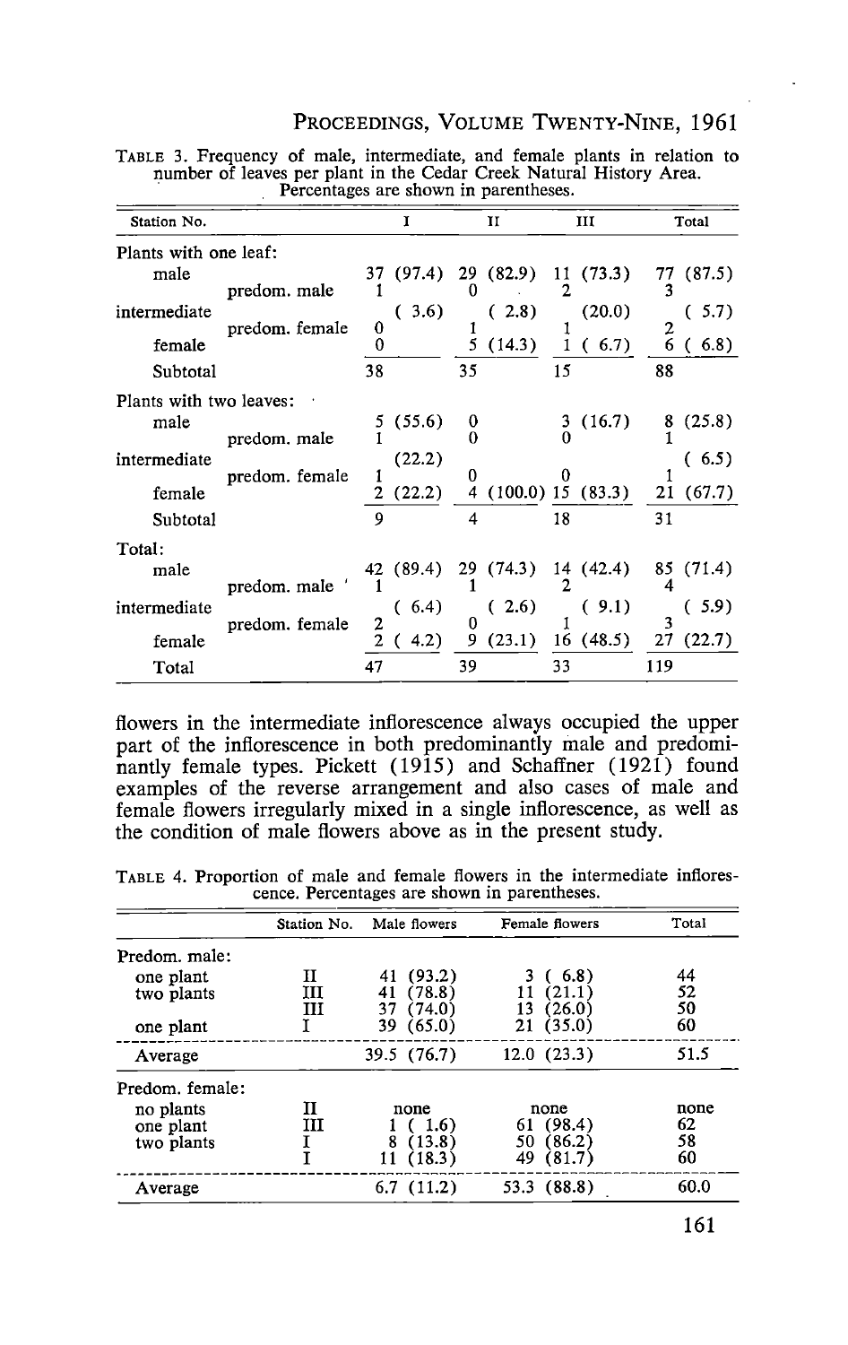TABLE 3. Frequency of male, intermediate, and female plants in relation to number of leaves per plant in the Cedar Creek Natural History Area. Percentages are shown in parentheses.

| Station No. | | I | II | III | Total |
|---|---|---|---|---|---|
| Plants with one leaf: | | | | | |
| male | | 37 (97.4) | 29 (82.9) | 11 (73.3) | 77 (87.5) |
| | predom. male | 1 | 0 | 2 | 3 |
| intermediate | | ( 3.6) | ( 2.8) | (20.0) | ( 5.7) |
| | predom. female | 0 | 1 | 1 | 2 |
| female | | 0 | 5 (14.3) | 1 ( 6.7) | 6 ( 6.8) |
| Subtotal | | 38 | 35 | 15 | 88 |
| Plants with two leaves: | | | | | |
| male | | 5 (55.6) | 0 | 3 (16.7) | 8 (25.8) |
| | predom. male | 1 | 0 | 0 | 1 |
| intermediate | | (22.2) | | | ( 6.5) |
| | predom. female | 1 | 0 | 0 | 1 |
| female | | 2 (22.2) | 4 (100.0) | 15 (83.3) | 21 (67.7) |
| Subtotal | | 9 | 4 | 18 | 31 |
| Total: | | | | | |
| male | | 42 (89.4) | 29 (74.3) | 14 (42.4) | 85 (71.4) |
| | predom. male | 1 | 1 | 2 | 4 |
| intermediate | | ( 6.4) | ( 2.6) | ( 9.1) | ( 5.9) |
| | predom. female | 2 | 0 | 1 | 3 |
| female | | 2 ( 4.2) | 9 (23.1) | 16 (48.5) | 27 (22.7) |
| Total | | 47 | 39 | 33 | 119 |

flowers in the intermediate inflorescence always occupied the upper part of the inflorescence in both predominantly male and predominantly female types. Pickett (1915) and Schaffner (1921) found examples of the reverse arrangement and also cases of male and female flowers irregularly mixed in a single inflorescence, as well as the condition of male flowers above as in the present study.

TABLE 4. Proportion of male and female flowers in the intermediate inflorescence. Percentages are shown in parentheses.

| | Station No. | Male flowers | Female flowers | Total |
|---|---|---|---|---|
| Predom. male: | | | | |
| one plant | II | 41 (93.2) | 3 ( 6.8) | 44 |
| two plants | III | 41 (78.8) | 11 (21.1) | 52 |
| | III | 37 (74.0) | 13 (26.0) | 50 |
| one plant | I | 39 (65.0) | 21 (35.0) | 60 |
| Average | | 39.5 (76.7) | 12.0 (23.3) | 51.5 |
| Predom. female: | | | | |
| no plants | II | none | none | none |
| one plant | III | 1 ( 1.6) | 61 (98.4) | 62 |
| two plants | I | 8 (13.8) | 50 (86.2) | 58 |
| | I | 11 (18.3) | 49 (81.7) | 60 |
| Average | | 6.7 (11.2) | 53.3 (88.8) | 60.0 |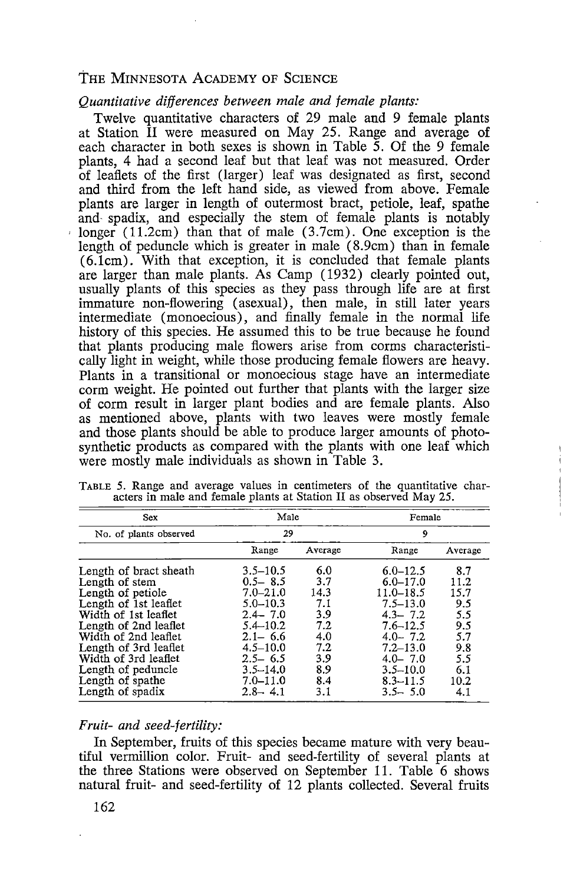*Quantitative differences between male and female plants:*

Twelve quantitative characters of 29 male and 9 female plants at Station II were measured on May 25. Range and average of each character in both sexes is shown in Table 5. Of the 9 female plants, 4 had a second leaf but that leaf was not measured. Order of leaflets of the first (larger) leaf was designated as first, second and third from the left hand side, as viewed from above. Female plants are larger in length of outermost bract, petiole, leaf, spathe and spadix, and especially the stem of female plants is notably longer (11.2cm) than that of male (3.7cm). One exception is the length of peduncle which is greater in male (8.9cm) than in female (6.1cm). With that exception, it is concluded that female plants are larger than male plants. As Camp (1932) clearly pointed out, usually plants of this species as they pass through life are at first immature non-flowering (asexual), then male, in still later years intermediate (monoecious), and finally female in the normal life history of this species. He assumed this to be true because he found that plants producing male flowers arise from corms characteristically light in weight, while those producing female flowers are heavy. Plants in a transitional or monoecious stage have an intermediate corm weight. He pointed out further that plants with the larger size of corm result in larger plant bodies and are female plants. Also as mentioned above, plants with two leaves were mostly female and those plants should be able to produce larger amounts of photosynthetic products as compared with the plants with one leaf which were mostly male individuals as shown in Table 3.

TABLE 5. Range and average values in centimeters of the quantitative characters in male and female plants at Station II as observed May 25.

| Sex | Male | | Female | |
|---|---|---|---|---|
| No. of plants observed | 29 | | 9 | |
| | Range | Average | Range | Average |
| Length of bract sheath | 3.5–10.5 | 6.0 | 6.0–12.5 | 8.7 |
| Length of stem | 0.5– 8.5 | 3.7 | 6.0–17.0 | 11.2 |
| Length of petiole | 7.0–21.0 | 14.3 | 11.0–18.5 | 15.7 |
| Length of 1st leaflet | 5.0–10.3 | 7.1 | 7.5–13.0 | 9.5 |
| Width of 1st leaflet | 2.4– 7.0 | 3.9 | 4.3– 7.2 | 5.5 |
| Length of 2nd leaflet | 5.4–10.2 | 7.2 | 7.6–12.5 | 9.5 |
| Width of 2nd leaflet | 2.1– 6.6 | 4.0 | 4.0– 7.2 | 5.7 |
| Length of 3rd leaflet | 4.5–10.0 | 7.2 | 7.2–13.0 | 9.8 |
| Width of 3rd leaflet | 2.5– 6.5 | 3.9 | 4.0– 7.0 | 5.5 |
| Length of peduncle | 3.5–14.0 | 8.9 | 3.5–10.0 | 6.1 |
| Length of spathe | 7.0–11.0 | 8.4 | 8.3–11.5 | 10.2 |
| Length of spadix | 2.8– 4.1 | 3.1 | 3.5– 5.0 | 4.1 |

*Fruit- and seed-fertility:*

In September, fruits of this species became mature with very beautiful vermillion color. Fruit- and seed-fertility of several plants at the three Stations were observed on September 11. Table 6 shows natural fruit- and seed-fertility of 12 plants collected. Several fruits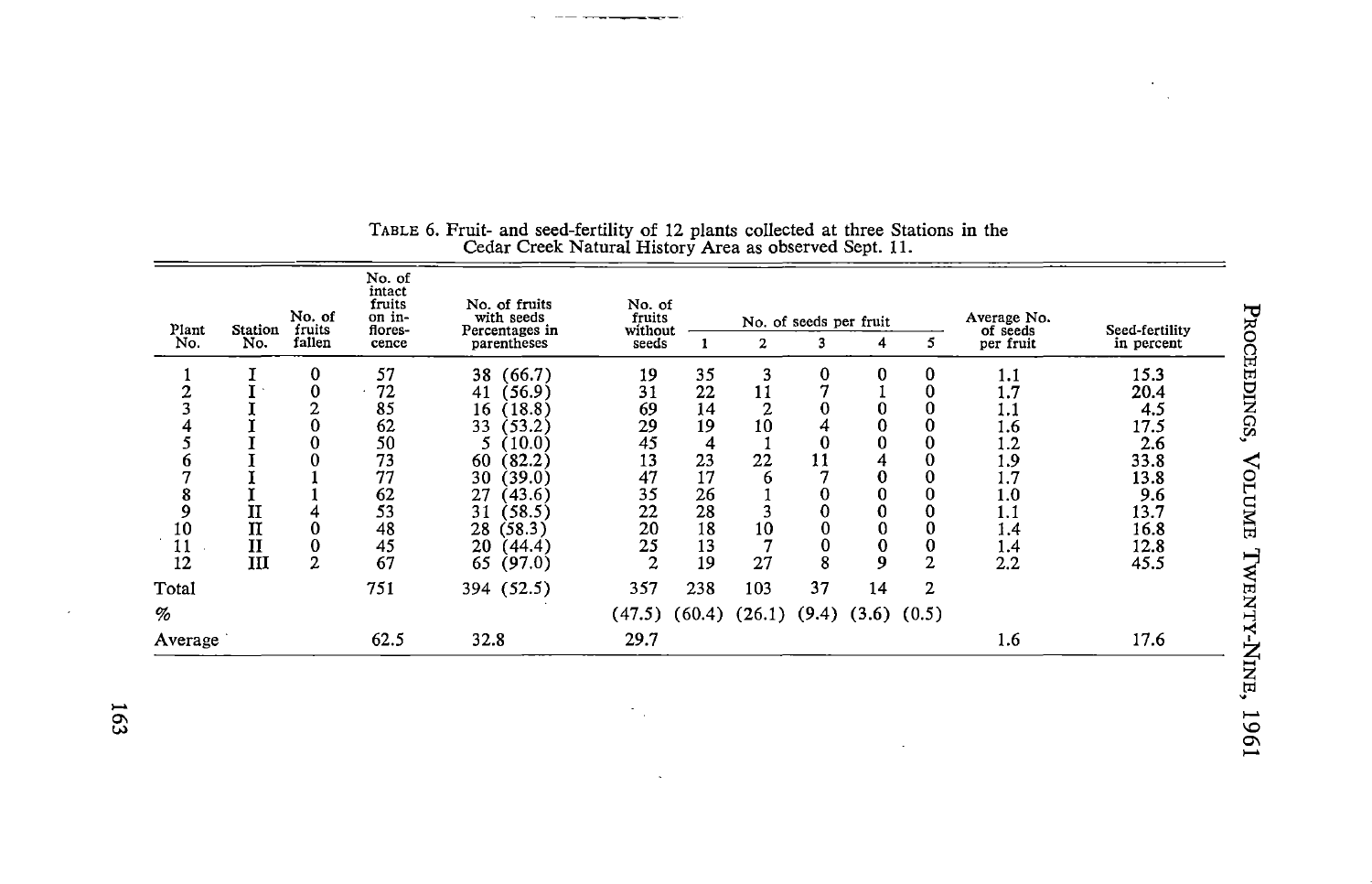TABLE 6. Fruit- and seed-fertility of 12 plants collected at three Stations in the Cedar Creek Natural History Area as observed Sept. 11.

| Plant No. | Station No. | No. of fruits fallen | No. of intact fruits on inflorescence | No. of fruits with seeds Percentages in parentheses | No. of fruits without seeds | No. of seeds per fruit | | | | | Average No. of seeds per fruit | Seed-fertility in percent |
|---|---|---|---|---|---|---|---|---|---|---|---|---|
| | | | | | | 1 | 2 | 3 | 4 | 5 | | |
| 1 | I | 0 | 57 | 38 (66.7) | 19 | 35 | 3 | 0 | 0 | 0 | 1.1 | 15.3 |
| 2 | I | 0 | 72 | 41 (56.9) | 31 | 22 | 11 | 7 | 1 | 0 | 1.7 | 20.4 |
| 3 | I | 2 | 85 | 16 (18.8) | 69 | 14 | 2 | 0 | 0 | 0 | 1.1 | 4.5 |
| 4 | I | 0 | 62 | 33 (53.2) | 29 | 19 | 10 | 4 | 0 | 0 | 1.6 | 17.5 |
| 5 | I | 0 | 50 | 5 (10.0) | 45 | 4 | 1 | 0 | 0 | 0 | 1.2 | 2.6 |
| 6 | I | 0 | 73 | 60 (82.2) | 13 | 23 | 22 | 11 | 4 | 0 | 1.9 | 33.8 |
| 7 | I | 1 | 77 | 30 (39.0) | 47 | 17 | 6 | 7 | 0 | 0 | 1.7 | 13.8 |
| 8 | I | 1 | 62 | 27 (43.6) | 35 | 26 | 1 | 0 | 0 | 0 | 1.0 | 9.6 |
| 9 | II | 4 | 53 | 31 (58.5) | 22 | 28 | 3 | 0 | 0 | 0 | 1.1 | 13.7 |
| 10 | II | 0 | 48 | 28 (58.3) | 20 | 18 | 10 | 0 | 0 | 0 | 1.4 | 16.8 |
| 11 | II | 0 | 45 | 20 (44.4) | 25 | 13 | 7 | 0 | 0 | 0 | 1.4 | 12.8 |
| 12 | III | 2 | 67 | 65 (97.0) | 2 | 19 | 27 | 8 | 9 | 2 | 2.2 | 45.5 |
| Total | | | 751 | 394 (52.5) | 357 | 238 | 103 | 37 | 14 | 2 | | |
| % | | | | | (47.5) | (60.4) | (26.1) | (9.4) | (3.6) | (0.5) | | |
| Average | | | 62.5 | 32.8 | 29.7 | | | | | | 1.6 | 17.6 |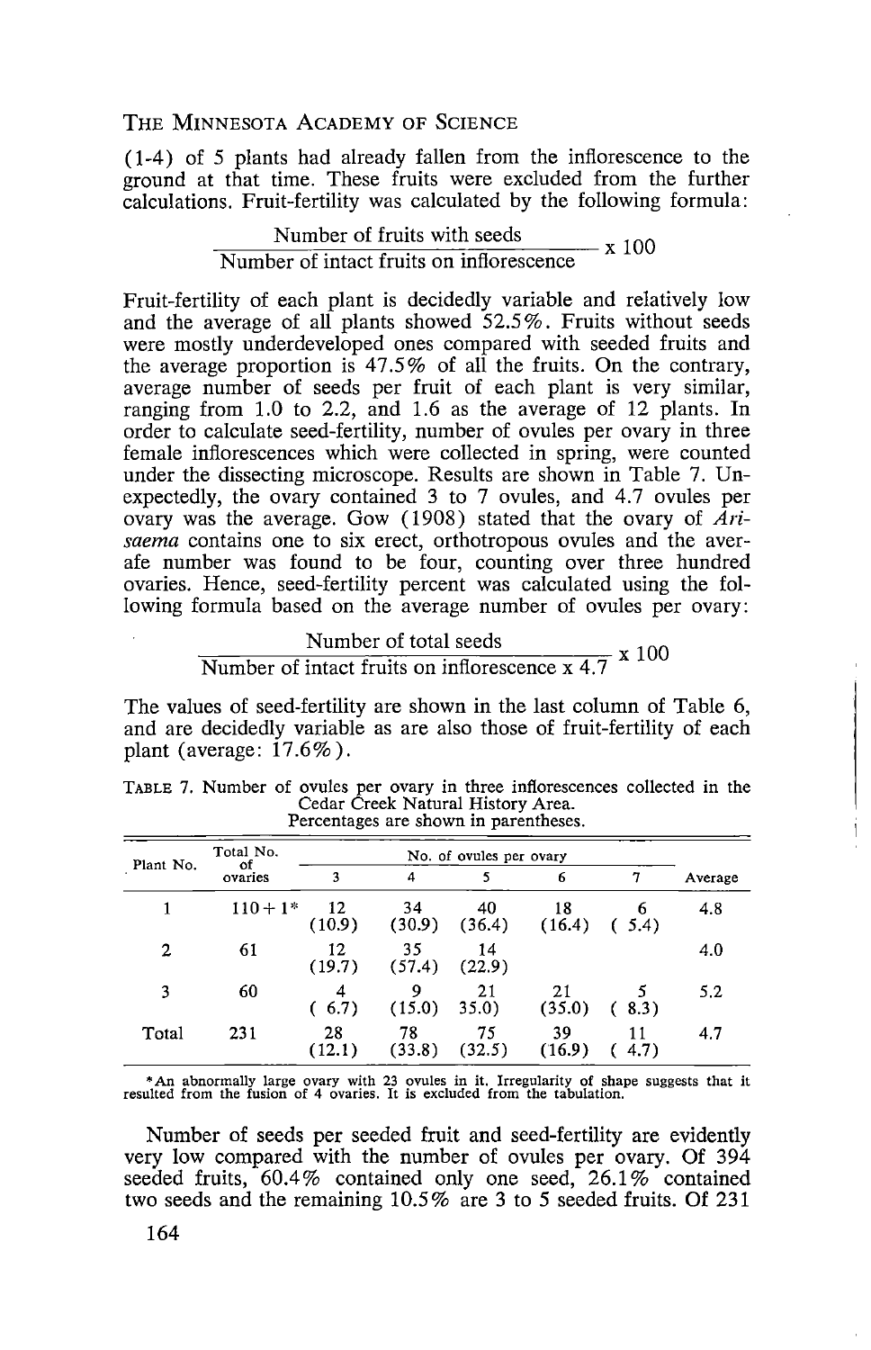(1-4) of 5 plants had already fallen from the inflorescence to the ground at that time. These fruits were excluded from the further calculations. Fruit-fertility was calculated by the following formula:

$$\frac{\text{Number of fruits with seeds}}{\text{Number of intact fruits on inflorescence}} \times 100$$

Fruit-fertility of each plant is decidedly variable and relatively low and the average of all plants showed 52.5%. Fruits without seeds were mostly underdeveloped ones compared with seeded fruits and the average proportion is 47.5% of all the fruits. On the contrary, average number of seeds per fruit of each plant is very similar, ranging from 1.0 to 2.2, and 1.6 as the average of 12 plants. In order to calculate seed-fertility, number of ovules per ovary in three female inflorescences which were collected in spring, were counted under the dissecting microscope. Results are shown in Table 7. Unexpectedly, the ovary contained 3 to 7 ovules, and 4.7 ovules per ovary was the average. Gow (1908) stated that the ovary of *Arisaema* contains one to six erect, orthotropous ovules and the averafe number was found to be four, counting over three hundred ovaries. Hence, seed-fertility percent was calculated using the following formula based on the average number of ovules per ovary:

$$\frac{\text{Number of total seeds}}{\text{Number of intact fruits on inflorescence} \times 4.7} \times 100$$

The values of seed-fertility are shown in the last column of Table 6, and are decidedly variable as are also those of fruit-fertility of each plant (average: 17.6%).

TABLE 7. Number of ovules per ovary in three inflorescences collected in the Cedar Creek Natural History Area. Percentages are shown in parentheses.

| Plant No. | Total No. of ovaries | No. of ovules per ovary | | | | | Average |
|---|---|---|---|---|---|---|---|
| | | 3 | 4 | 5 | 6 | 7 | |
| 1 | 110 + 1* | 12 (10.9) | 34 (30.9) | 40 (36.4) | 18 (16.4) | 6 ( 5.4) | 4.8 |
| 2 | 61 | 12 (19.7) | 35 (57.4) | 14 (22.9) | | | 4.0 |
| 3 | 60 | 4 ( 6.7) | 9 (15.0) | 21 35.0) | 21 (35.0) | 5 ( 8.3) | 5.2 |
| Total | 231 | 28 (12.1) | 78 (33.8) | 75 (32.5) | 39 (16.9) | 11 ( 4.7) | 4.7 |

*An abnormally large ovary with 23 ovules in it. Irregularity of shape suggests that it resulted from the fusion of 4 ovaries. It is excluded from the tabulation.

Number of seeds per seeded fruit and seed-fertility are evidently very low compared with the number of ovules per ovary. Of 394 seeded fruits, 60.4% contained only one seed, 26.1% contained two seeds and the remaining 10.5% are 3 to 5 seeded fruits. Of 231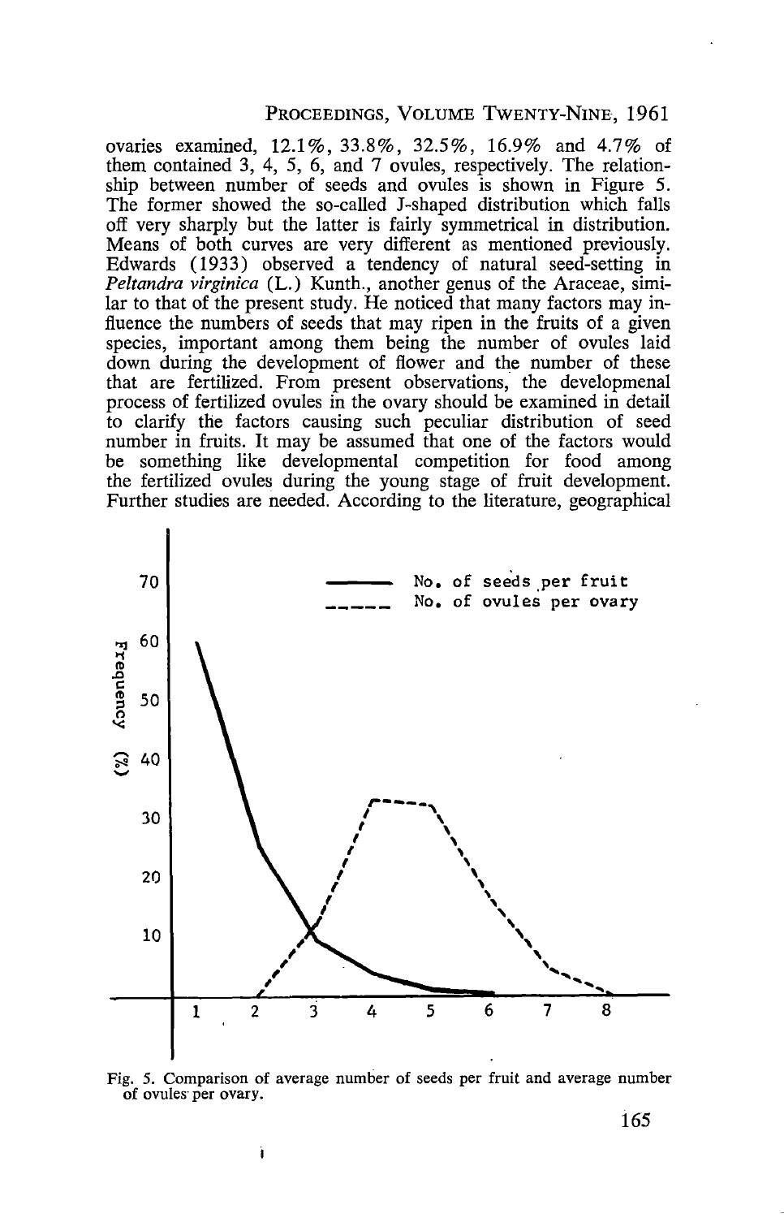ovaries examined, 12.1%, 33.8%, 32.5%, 16.9% and 4.7% of them contained 3, 4, 5, 6, and 7 ovules, respectively. The relationship between number of seeds and ovules is shown in Figure 5. The former showed the so-called J-shaped distribution which falls off very sharply but the latter is fairly symmetrical in distribution. Means of both curves are very different as mentioned previously. Edwards (1933) observed a tendency of natural seed-setting in *Peltandra virginica* (L.) Kunth., another genus of the Araceae, similar to that of the present study. He noticed that many factors may influence the numbers of seeds that may ripen in the fruits of a given species, important among them being the number of ovules laid down during the development of flower and the number of these that are fertilized. From present observations, the developmenal process of fertilized ovules in the ovary should be examined in detail to clarify the factors causing such peculiar distribution of seed number in fruits. It may be assumed that one of the factors would be something like developmental competition for food among the fertilized ovules during the young stage of fruit development. Further studies are needed. According to the literature, geographical

Fig. 5. Comparison of average number of seeds per fruit and average number of ovules per ovary.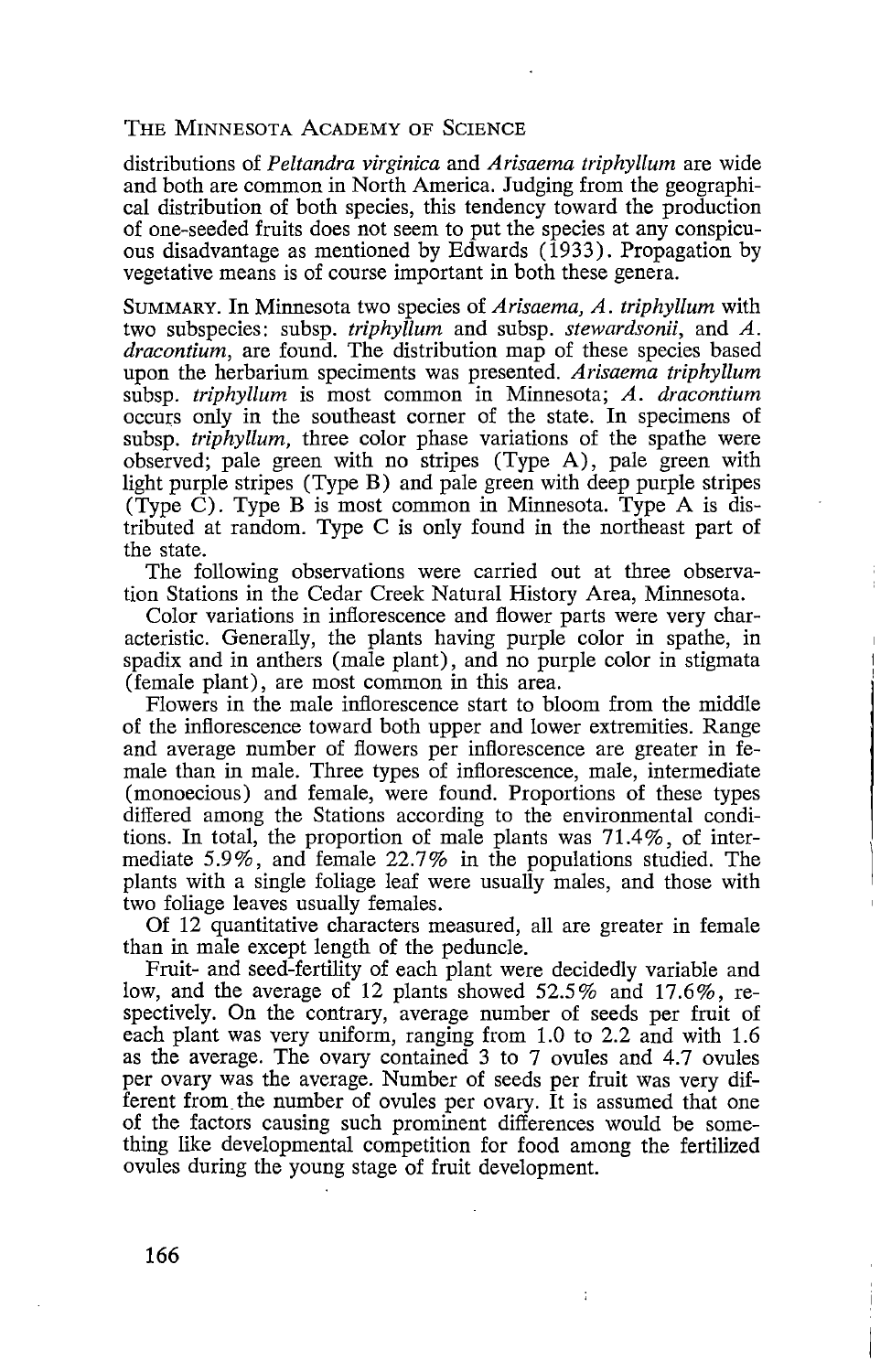distributions of *Peltandra virginica* and *Arisaema triphyllum* are wide and both are common in North America. Judging from the geographical distribution of both species, this tendency toward the production of one-seeded fruits does not seem to put the species at any conspicuous disadvantage as mentioned by Edwards (1933). Propagation by vegetative means is of course important in both these genera.

SUMMARY. In Minnesota two species of *Arisaema, A. triphyllum* with two subspecies: subsp. *triphyllum* and subsp. *stewardsonii*, and *A. dracontium*, are found. The distribution map of these species based upon the herbarium speciments was presented. *Arisaema triphyllum* subsp. *triphyllum* is most common in Minnesota; *A. dracontium* occurs only in the southeast corner of the state. In specimens of subsp. *triphyllum*, three color phase variations of the spathe were observed; pale green with no stripes (Type A), pale green with light purple stripes (Type B) and pale green with deep purple stripes (Type C). Type B is most common in Minnesota. Type A is distributed at random. Type C is only found in the northeast part of the state.

The following observations were carried out at three observation Stations in the Cedar Creek Natural History Area, Minnesota.

Color variations in inflorescence and flower parts were very characteristic. Generally, the plants having purple color in spathe, in spadix and in anthers (male plant), and no purple color in stigmata (female plant), are most common in this area.

Flowers in the male inflorescence start to bloom from the middle of the inflorescence toward both upper and lower extremities. Range and average number of flowers per inflorescence are greater in female than in male. Three types of inflorescence, male, intermediate (monoecious) and female, were found. Proportions of these types differed among the Stations according to the environmental conditions. In total, the proportion of male plants was 71.4%, of intermediate 5.9%, and female 22.7% in the populations studied. The plants with a single foliage leaf were usually males, and those with two foliage leaves usually females.

Of 12 quantitative characters measured, all are greater in female than in male except length of the peduncle.

Fruit- and seed-fertility of each plant were decidedly variable and low, and the average of 12 plants showed 52.5% and 17.6%, respectively. On the contrary, average number of seeds per fruit of each plant was very uniform, ranging from 1.0 to 2.2 and with 1.6 as the average. The ovary contained 3 to 7 ovules and 4.7 ovules per ovary was the average. Number of seeds per fruit was very different from the number of ovules per ovary. It is assumed that one of the factors causing such prominent differences would be something like developmental competition for food among the fertilized ovules during the young stage of fruit development.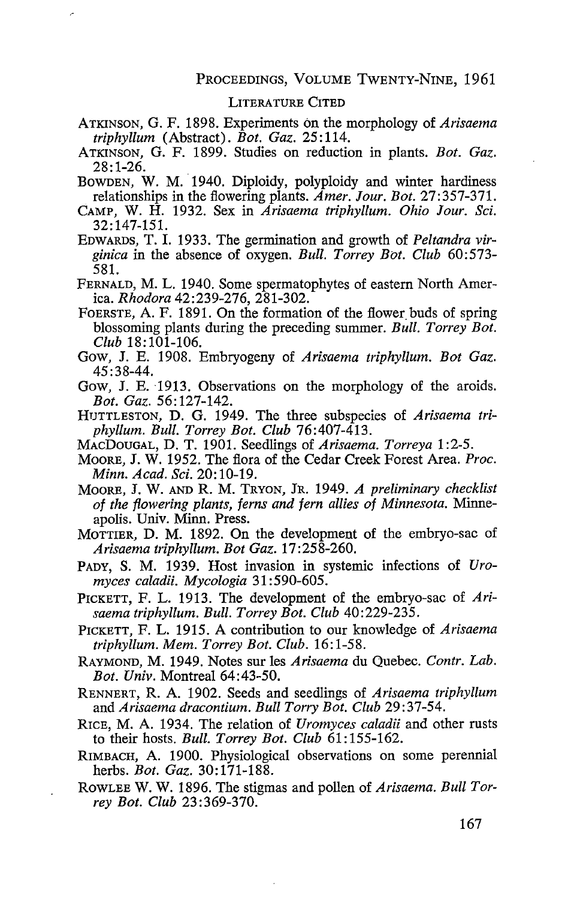## LITERATURE CITED

ATKINSON, G. F. 1898. Experiments on the morphology of *Arisaema triphyllum* (Abstract). *Bot. Gaz.* 25:114.

ATKINSON, G. F. 1899. Studies on reduction in plants. *Bot. Gaz.* 28:1-26.

BOWDEN, W. M. 1940. Diploidy, polyploidy and winter hardiness relationships in the flowering plants. *Amer. Jour. Bot.* 27:357-371.

CAMP, W. H. 1932. Sex in *Arisaema triphyllum. Ohio Jour. Sci.* 32:147-151.

EDWARDS, T. I. 1933. The germination and growth of *Peltandra virginica* in the absence of oxygen. *Bull. Torrey Bot. Club* 60:573-581.

FERNALD, M. L. 1940. Some spermatophytes of eastern North America. *Rhodora* 42:239-276, 281-302.

FOERSTE, A. F. 1891. On the formation of the flower buds of spring blossoming plants during the preceding summer. *Bull. Torrey Bot. Club* 18:101-106.

GOW, J. E. 1908. Embryogeny of *Arisaema triphyllum. Bot Gaz.* 45:38-44.

GOW, J. E. 1913. Observations on the morphology of the aroids. *Bot. Gaz.* 56:127-142.

HUTTLESTON, D. G. 1949. The three subspecies of *Arisaema triphyllum. Bull. Torrey Bot. Club* 76:407-413.

MACDOUGAL, D. T. 1901. Seedlings of *Arisaema. Torreya* 1:2-5.

MOORE, J. W. 1952. The flora of the Cedar Creek Forest Area. *Proc. Minn. Acad. Sci.* 20:10-19.

MOORE, J. W. AND R. M. TRYON, JR. 1949. *A preliminary checklist of the flowering plants, ferns and fern allies of Minnesota.* Minneapolis. Univ. Minn. Press.

MOTTIER, D. M. 1892. On the development of the embryo-sac of *Arisaema triphyllum. Bot Gaz.* 17:258-260.

PADY, S. M. 1939. Host invasion in systemic infections of *Uromyces caladii. Mycologia* 31:590-605.

PICKETT, F. L. 1913. The development of the embryo-sac of *Arisaema triphyllum. Bull. Torrey Bot. Club* 40:229-235.

PICKETT, F. L. 1915. A contribution to our knowledge of *Arisaema triphyllum. Mem. Torrey Bot. Club.* 16:1-58.

RAYMOND, M. 1949. Notes sur les *Arisaema* du Quebec. *Contr. Lab. Bot. Univ.* Montreal 64:43-50.

RENNERT, R. A. 1902. Seeds and seedlings of *Arisaema triphyllum* and *Arisaema dracontium. Bull Torry Bot. Club* 29:37-54.

RICE, M. A. 1934. The relation of *Uromyces caladii* and other rusts to their hosts. *Bull. Torrey Bot. Club* 61:155-162.

RIMBACH, A. 1900. Physiological observations on some perennial herbs. *Bot. Gaz.* 30:171-188.

ROWLEE W. W. 1896. The stigmas and pollen of *Arisaema. Bull Torrey Bot. Club* 23:369-370.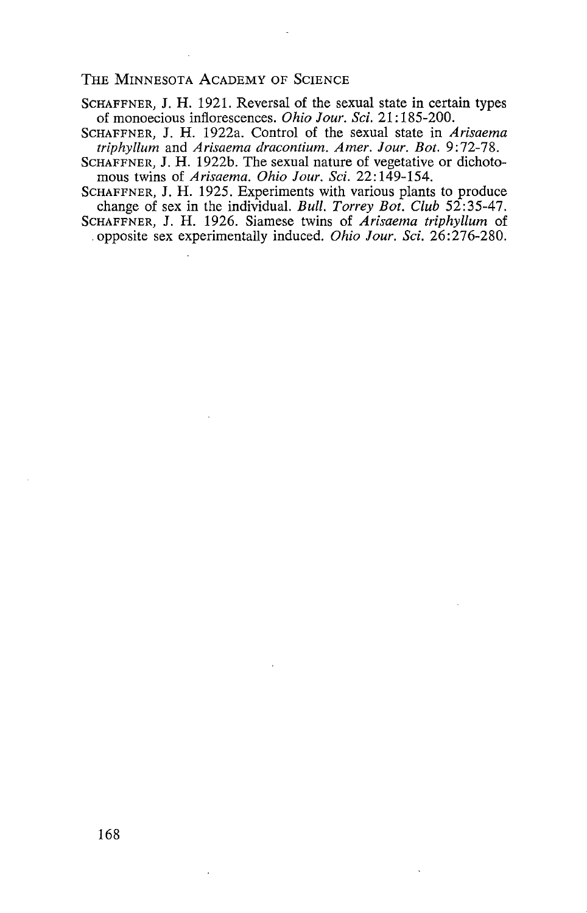SCHAFFNER, J. H. 1921. Reversal of the sexual state in certain types of monoecious inflorescences. *Ohio Jour. Sci.* 21:185-200.

SCHAFFNER, J. H. 1922a. Control of the sexual state in *Arisaema triphyllum* and *Arisaema dracontium*. *Amer. Jour. Bot.* 9:72-78.

SCHAFFNER, J. H. 1922b. The sexual nature of vegetative or dichotomous twins of *Arisaema*. *Ohio Jour. Sci.* 22:149-154.

SCHAFFNER, J. H. 1925. Experiments with various plants to produce change of sex in the individual. *Bull. Torrey Bot. Club* 52:35-47.

SCHAFFNER, J. H. 1926. Siamese twins of *Arisaema triphyllum* of opposite sex experimentally induced. *Ohio Jour. Sci.* 26:276-280.